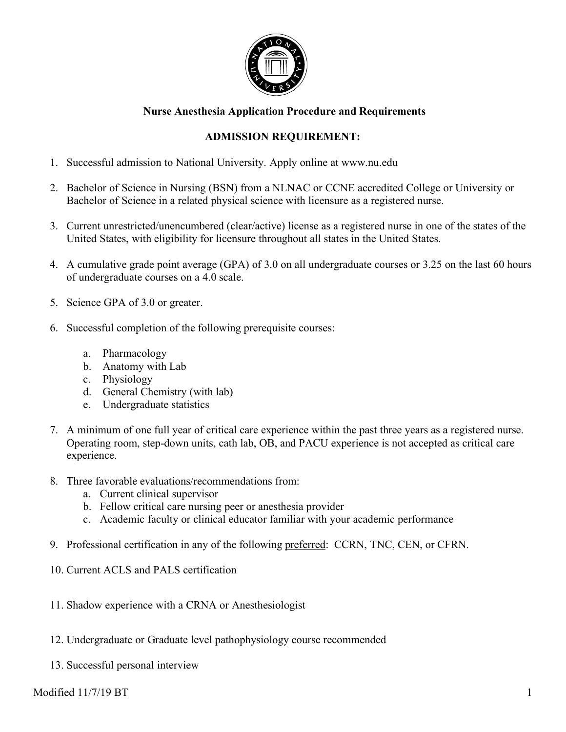## Nurse Anesthesia Application Procedure and Requirements

### ADMISSION REQUIREMENT:

1. Successful admission to National University. Apply online at www.nu.edu

2. Bachelor of Science in Nursing (BSN) from a NLNAC or CCNE accredited College or University or Bachelor of Science in a related physical science with licensure as a registered nurse.

3. Current unrestricted/unencumbered (clear/active) license as a registered nurse in one of the states of the United States, with eligibility for licensure throughout all states in the United States.

4. A cumulative grade point average (GPA) of 3.0 on all undergraduate courses or 3.25 on the last 60 hours of undergraduate courses on a 4.0 scale.

5. Science GPA of 3.0 or greater.

6. Successful completion of the following prerequisite courses:

   a. Pharmacology
   b. Anatomy with Lab
   c. Physiology
   d. General Chemistry (with lab)
   e. Undergraduate statistics

7. A minimum of one full year of critical care experience within the past three years as a registered nurse. Operating room, step-down units, cath lab, OB, and PACU experience is not accepted as critical care experience.

8. Three favorable evaluations/recommendations from:
   a. Current clinical supervisor
   b. Fellow critical care nursing peer or anesthesia provider
   c. Academic faculty or clinical educator familiar with your academic performance

9. Professional certification in any of the following <u>preferred</u>: CCRN, TNC, CEN, or CFRN.

10. Current ACLS and PALS certification

11. Shadow experience with a CRNA or Anesthesiologist

12. Undergraduate or Graduate level pathophysiology course recommended

13. Successful personal interview

Modified 11/7/19 BT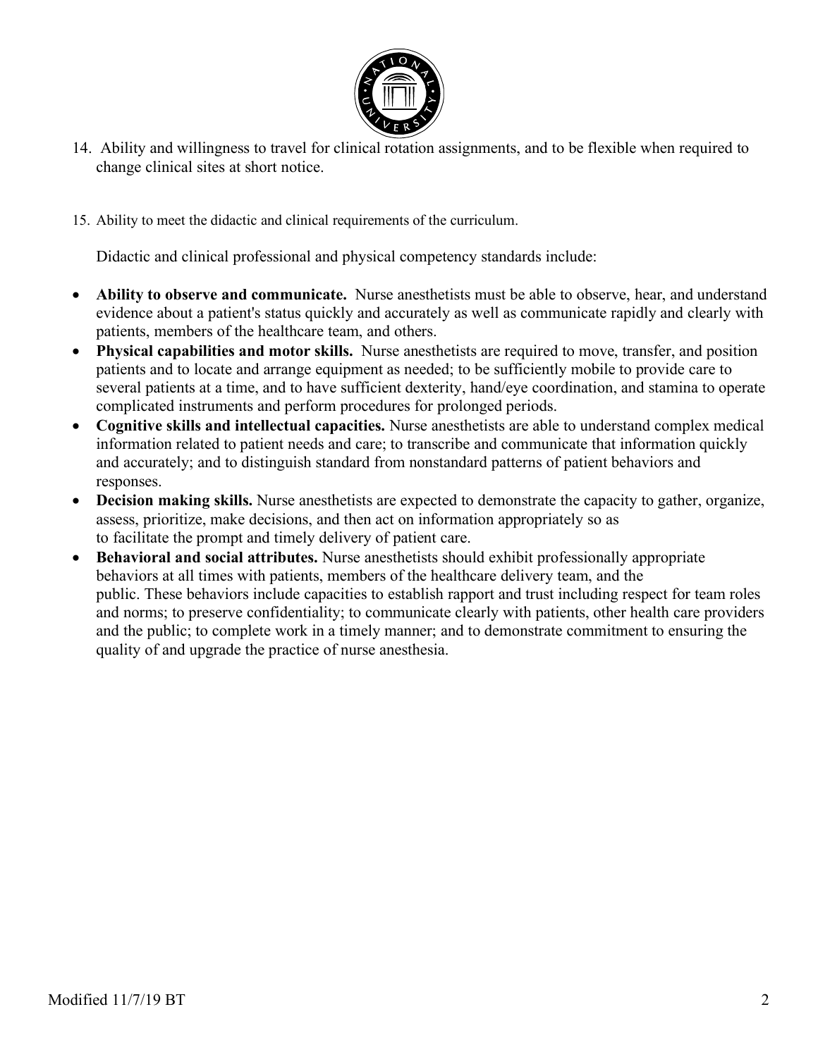14. Ability and willingness to travel for clinical rotation assignments, and to be flexible when required to change clinical sites at short notice.

15. Ability to meet the didactic and clinical requirements of the curriculum.

    Didactic and clinical professional and physical competency standards include:

- **Ability to observe and communicate.** Nurse anesthetists must be able to observe, hear, and understand evidence about a patient's status quickly and accurately as well as communicate rapidly and clearly with patients, members of the healthcare team, and others.
- **Physical capabilities and motor skills.** Nurse anesthetists are required to move, transfer, and position patients and to locate and arrange equipment as needed; to be sufficiently mobile to provide care to several patients at a time, and to have sufficient dexterity, hand/eye coordination, and stamina to operate complicated instruments and perform procedures for prolonged periods.
- **Cognitive skills and intellectual capacities.** Nurse anesthetists are able to understand complex medical information related to patient needs and care; to transcribe and communicate that information quickly and accurately; and to distinguish standard from nonstandard patterns of patient behaviors and responses.
- **Decision making skills.** Nurse anesthetists are expected to demonstrate the capacity to gather, organize, assess, prioritize, make decisions, and then act on information appropriately so as to facilitate the prompt and timely delivery of patient care.
- **Behavioral and social attributes.** Nurse anesthetists should exhibit professionally appropriate behaviors at all times with patients, members of the healthcare delivery team, and the public. These behaviors include capacities to establish rapport and trust including respect for team roles and norms; to preserve confidentiality; to communicate clearly with patients, other health care providers and the public; to complete work in a timely manner; and to demonstrate commitment to ensuring the quality of and upgrade the practice of nurse anesthesia.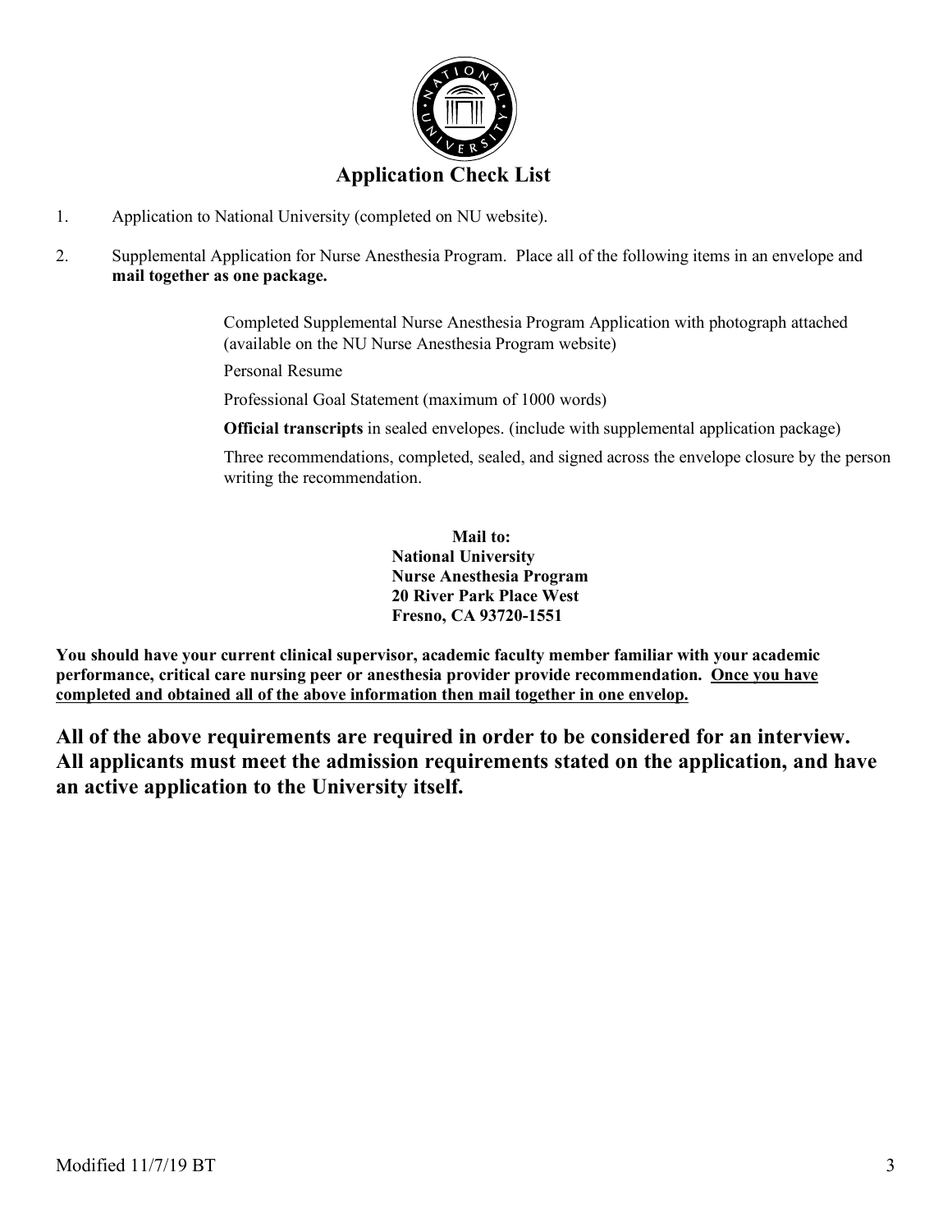# Application Check List

1. Application to National University (completed on NU website).

2. Supplemental Application for Nurse Anesthesia Program. Place all of the following items in an envelope and **mail together as one package.**

   Completed Supplemental Nurse Anesthesia Program Application with photograph attached (available on the NU Nurse Anesthesia Program website)

   Personal Resume

   Professional Goal Statement (maximum of 1000 words)

   **Official transcripts** in sealed envelopes. (include with supplemental application package)

   Three recommendations, completed, sealed, and signed across the envelope closure by the person writing the recommendation.

**Mail to:**
**National University**
**Nurse Anesthesia Program**
**20 River Park Place West**
**Fresno, CA 93720-1551**

**You should have your current clinical supervisor, academic faculty member familiar with your academic performance, critical care nursing peer or anesthesia provider provide recommendation. <u>Once you have completed and obtained all of the above information then mail together in one envelop.</u>**

**All of the above requirements are required in order to be considered for an interview. All applicants must meet the admission requirements stated on the application, and have an active application to the University itself.**

Modified 11/7/19 BT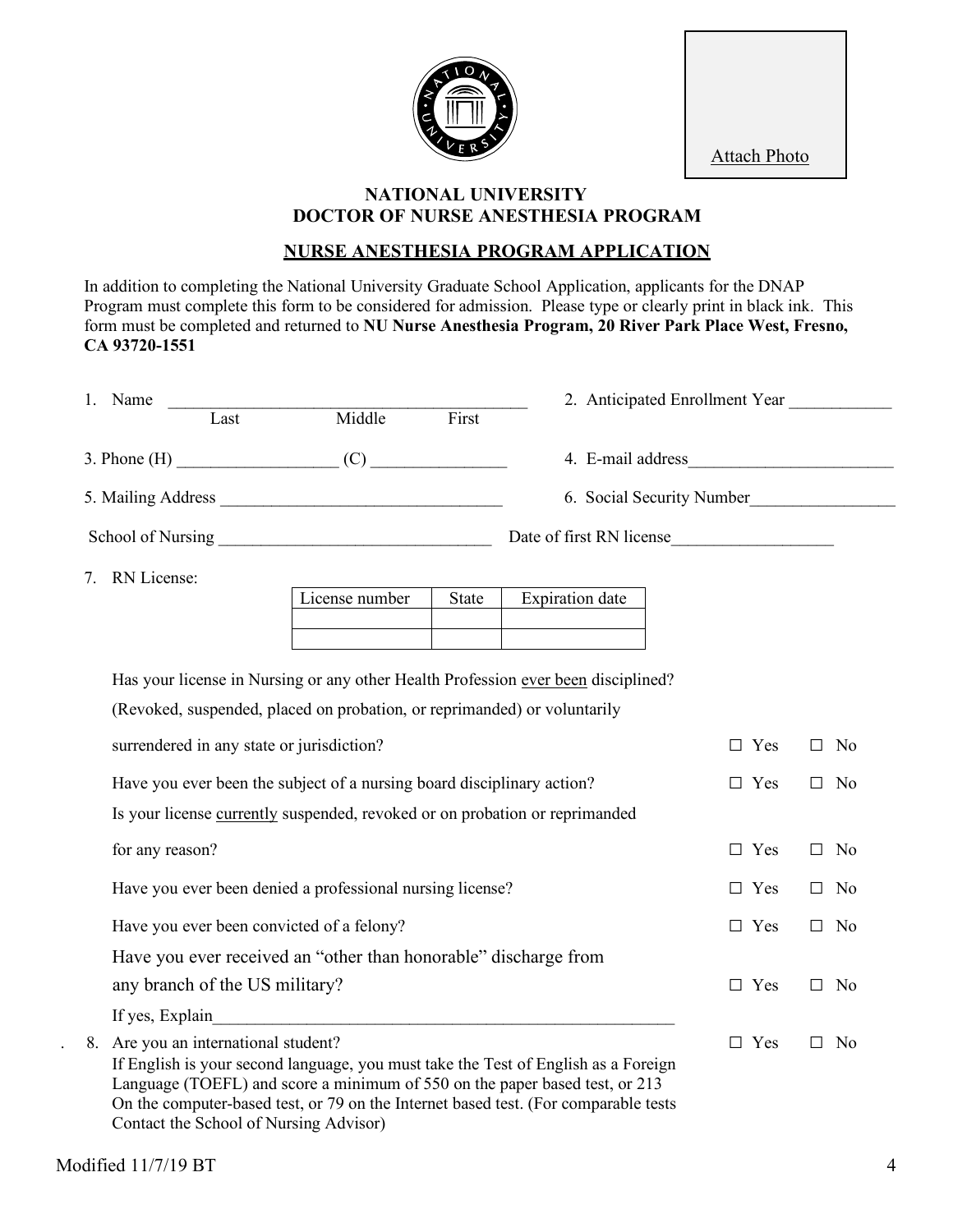Attach Photo

# NATIONAL UNIVERSITY
## DOCTOR OF NURSE ANESTHESIA PROGRAM

### NURSE ANESTHESIA PROGRAM APPLICATION

In addition to completing the National University Graduate School Application, applicants for the DNAP Program must complete this form to be considered for admission. Please type or clearly print in black ink. This form must be completed and returned to **NU Nurse Anesthesia Program, 20 River Park Place West, Fresno, CA 93720-1551**

1. Name ___________________________________________
   Last Middle First

2. Anticipated Enrollment Year ____________

3. Phone (H) __________________ (C) ________________

4. E-mail address________________________

5. Mailing Address _________________________________

6. Social Security Number_________________

School of Nursing ________________________________ Date of first RN license___________________

7. RN License:

| License number | State | Expiration date |
|---|---|---|
| | | |
| | | |

Has your license in Nursing or any other Health Profession ever been disciplined? (Revoked, suspended, placed on probation, or reprimanded) or voluntarily surrendered in any state or jurisdiction? ☐ Yes ☐ No

Have you ever been the subject of a nursing board disciplinary action? ☐ Yes ☐ No

Is your license currently suspended, revoked or on probation or reprimanded for any reason? ☐ Yes ☐ No

Have you ever been denied a professional nursing license? ☐ Yes ☐ No

Have you ever been convicted of a felony? ☐ Yes ☐ No

Have you ever received an "other than honorable" discharge from any branch of the US military? ☐ Yes ☐ No

If yes, Explain________________________________________________________

8. Are you an international student? ☐ Yes ☐ No
   If English is your second language, you must take the Test of English as a Foreign Language (TOEFL) and score a minimum of 550 on the paper based test, or 213 On the computer-based test, or 79 on the Internet based test. (For comparable tests Contact the School of Nursing Advisor)

Modified 11/7/19 BT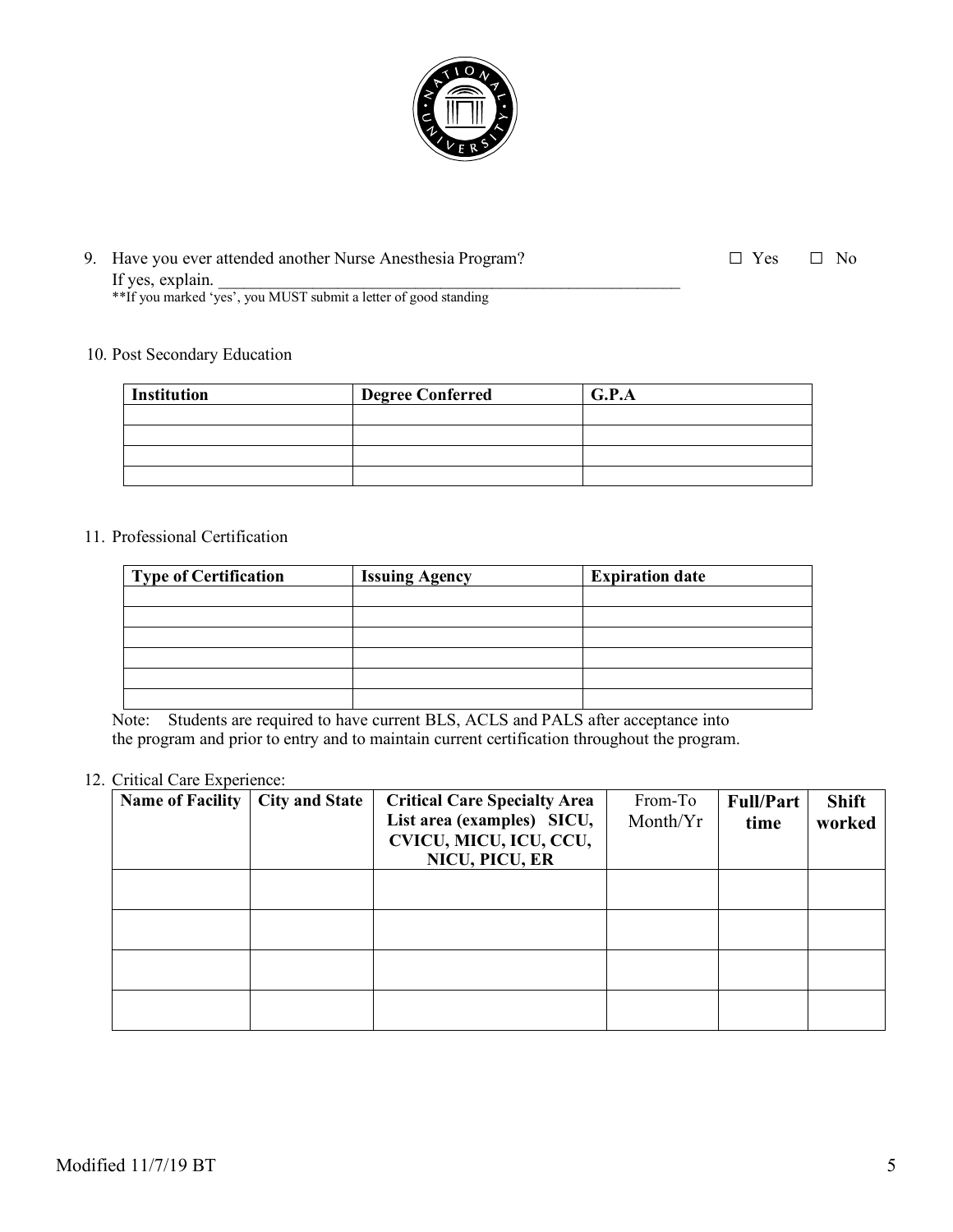9. Have you ever attended another Nurse Anesthesia Program? ☐ Yes ☐ No
   If yes, explain. ___________________________________________________________
   **If you marked 'yes', you MUST submit a letter of good standing

10. Post Secondary Education

| Institution | Degree Conferred | G.P.A |
|---|---|---|
| | | |
| | | |
| | | |
| | | |

11. Professional Certification

| Type of Certification | Issuing Agency | Expiration date |
|---|---|---|
| | | |
| | | |
| | | |
| | | |
| | | |
| | | |

Note: Students are required to have current BLS, ACLS and PALS after acceptance into the program and prior to entry and to maintain current certification throughout the program.

12. Critical Care Experience:

| Name of Facility | City and State | Critical Care Specialty Area List area (examples) SICU, CVICU, MICU, ICU, CCU, NICU, PICU, ER | From-To Month/Yr | Full/Part time | Shift worked |
|---|---|---|---|---|---|
| | | | | | |
| | | | | | |
| | | | | | |
| | | | | | |

Modified 11/7/19 BT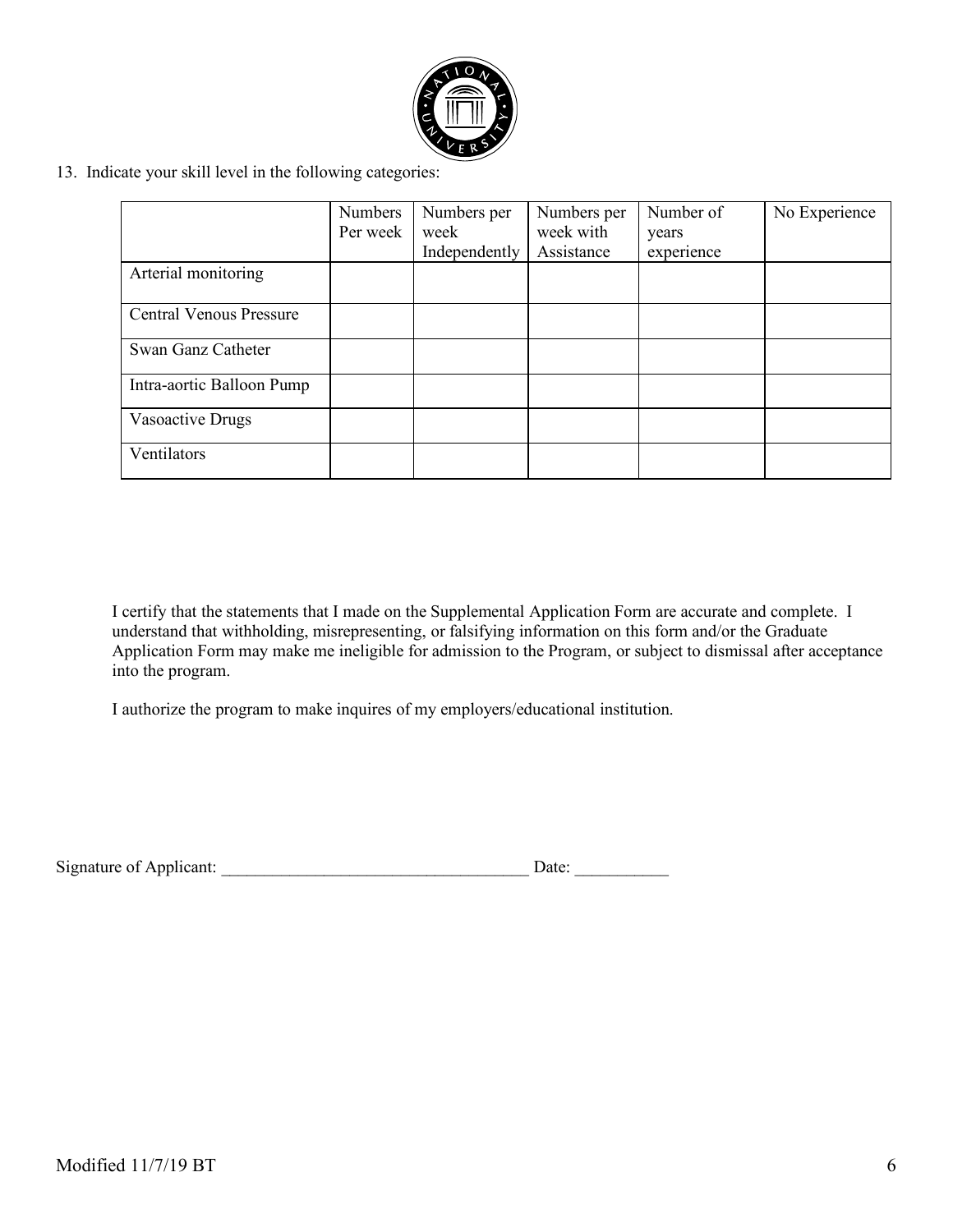13. Indicate your skill level in the following categories:

| | Numbers Per week | Numbers per week Independently | Numbers per week with Assistance | Number of years experience | No Experience |
|---|---|---|---|---|---|
| Arterial monitoring | | | | | |
| Central Venous Pressure | | | | | |
| Swan Ganz Catheter | | | | | |
| Intra-aortic Balloon Pump | | | | | |
| Vasoactive Drugs | | | | | |
| Ventilators | | | | | |

I certify that the statements that I made on the Supplemental Application Form are accurate and complete. I understand that withholding, misrepresenting, or falsifying information on this form and/or the Graduate Application Form may make me ineligible for admission to the Program, or subject to dismissal after acceptance into the program.

I authorize the program to make inquires of my employers/educational institution.

Signature of Applicant: ____________________________________ Date: ___________

Modified 11/7/19 BT